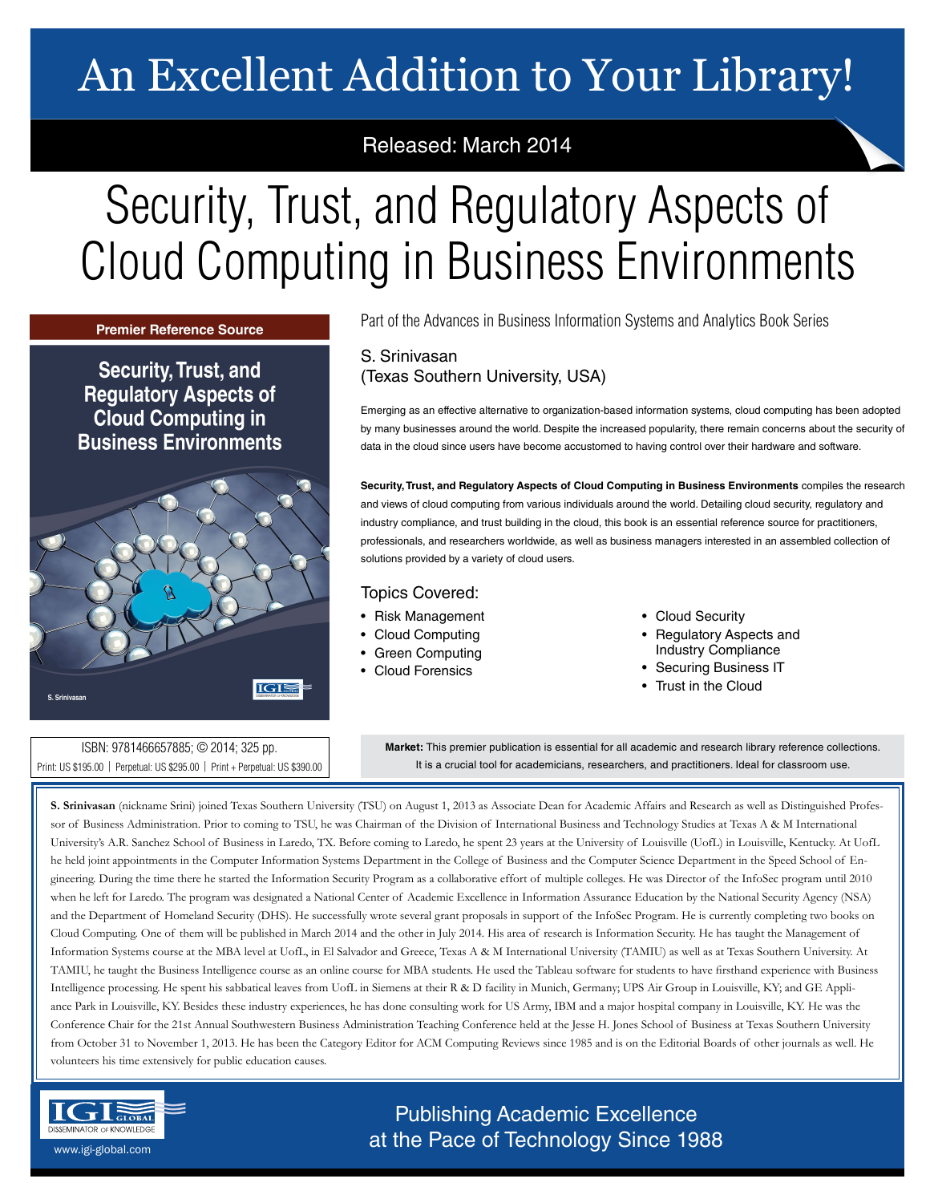# An Excellent Addition to Your Library!

Released: March 2014

# Security, Trust, and Regulatory Aspects of Cloud Computing in Business Environments

Premier Reference Source

Part of the Advances in Business Information Systems and Analytics Book Series

S. Srinivasan
(Texas Southern University, USA)

Emerging as an effective alternative to organization-based information systems, cloud computing has been adopted by many businesses around the world. Despite the increased popularity, there remain concerns about the security of data in the cloud since users have become accustomed to having control over their hardware and software.

**Security, Trust, and Regulatory Aspects of Cloud Computing in Business Environments** compiles the research and views of cloud computing from various individuals around the world. Detailing cloud security, regulatory and industry compliance, and trust building in the cloud, this book is an essential reference source for practitioners, professionals, and researchers worldwide, as well as business managers interested in an assembled collection of solutions provided by a variety of cloud users.

## Topics Covered:

- Risk Management
- Cloud Computing
- Green Computing
- Cloud Forensics
- Cloud Security
- Regulatory Aspects and Industry Compliance
- Securing Business IT
- Trust in the Cloud

ISBN: 9781466657885; © 2014; 325 pp.
Print: US $195.00 | Perpetual: US $295.00 | Print + Perpetual: US $390.00

**Market:** This premier publication is essential for all academic and research library reference collections. It is a crucial tool for academicians, researchers, and practitioners. Ideal for classroom use.

**S. Srinivasan** (nickname Srini) joined Texas Southern University (TSU) on August 1, 2013 as Associate Dean for Academic Affairs and Research as well as Distinguished Professor of Business Administration. Prior to coming to TSU, he was Chairman of the Division of International Business and Technology Studies at Texas A & M International University's A.R. Sanchez School of Business in Laredo, TX. Before coming to Laredo, he spent 23 years at the University of Louisville (UofL) in Louisville, Kentucky. At UofL he held joint appointments in the Computer Information Systems Department in the College of Business and the Computer Science Department in the Speed School of Engineering. During the time there he started the Information Security Program as a collaborative effort of multiple colleges. He was Director of the InfoSec program until 2010 when he left for Laredo. The program was designated a National Center of Academic Excellence in Information Assurance Education by the National Security Agency (NSA) and the Department of Homeland Security (DHS). He successfully wrote several grant proposals in support of the InfoSec Program. He is currently completing two books on Cloud Computing. One of them will be published in March 2014 and the other in July 2014. His area of research is Information Security. He has taught the Management of Information Systems course at the MBA level at UofL, in El Salvador and Greece, Texas A & M International University (TAMIU) as well as at Texas Southern University. At TAMIU, he taught the Business Intelligence course as an online course for MBA students. He used the Tableau software for students to have firsthand experience with Business Intelligence processing. He spent his sabbatical leaves from UofL in Siemens at their R & D facility in Munich, Germany; UPS Air Group in Louisville, KY; and GE Appliance Park in Louisville, KY. Besides these industry experiences, he has done consulting work for US Army, IBM and a major hospital company in Louisville, KY. He was the Conference Chair for the 21st Annual Southwestern Business Administration Teaching Conference held at the Jesse H. Jones School of Business at Texas Southern University from October 31 to November 1, 2013. He has been the Category Editor for ACM Computing Reviews since 1985 and is on the Editorial Boards of other journals as well. He volunteers his time extensively for public education causes.

IGI Global — Disseminator of Knowledge
www.igi-global.com

Publishing Academic Excellence at the Pace of Technology Since 1988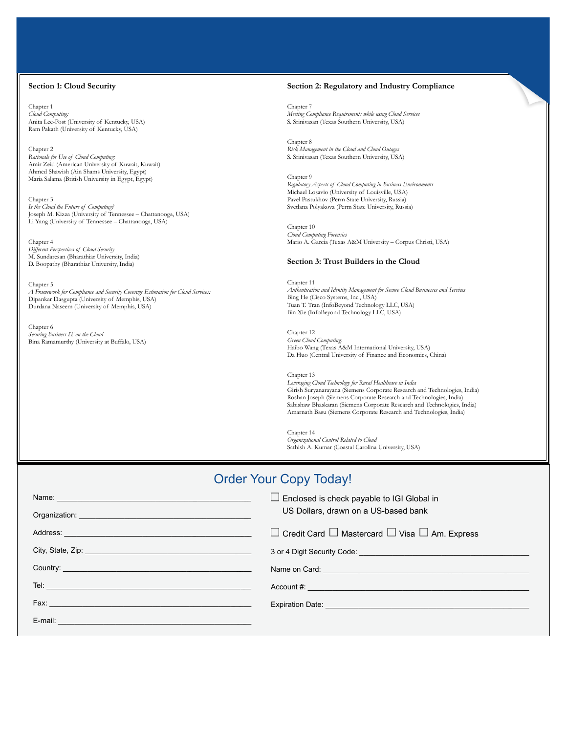### Section 1: Cloud Security

Chapter 1
*Cloud Computing:*
Anita Lee-Post (University of Kentucky, USA)
Ram Pakath (University of Kentucky, USA)

Chapter 2
*Rationale for Use of Cloud Computing:*
Amir Zeid (American University of Kuwait, Kuwait)
Ahmed Shawish (Ain Shams University, Egypt)
Maria Salama (British University in Egypt, Egypt)

Chapter 3
*Is the Cloud the Future of Computing?*
Joseph M. Kizza (University of Tennessee – Chattanooga, USA)
Li Yang (University of Tennessee – Chattanooga, USA)

Chapter 4
*Different Perspectives of Cloud Security*
M. Sundaresan (Bharathiar University, India)
D. Boopathy (Bharathiar University, India)

Chapter 5
*A Framework for Compliance and Security Coverage Estimation for Cloud Services:*
Dipankar Dasgupta (University of Memphis, USA)
Durdana Naseem (University of Memphis, USA)

Chapter 6
*Securing Business IT on the Cloud*
Bina Ramamurthy (University at Buffalo, USA)

### Section 2: Regulatory and Industry Compliance

Chapter 7
*Meeting Compliance Requirements while using Cloud Services*
S. Srinivasan (Texas Southern University, USA)

Chapter 8
*Risk Management in the Cloud and Cloud Outages*
S. Srinivasan (Texas Southern University, USA)

Chapter 9
*Regulatory Aspects of Cloud Computing in Business Environments*
Michael Losavio (University of Louisville, USA)
Pavel Pastukhov (Perm State University, Russia)
Svetlana Polyakova (Perm State University, Russia)

Chapter 10
*Cloud Computing Forensics*
Mario A. Garcia (Texas A&M University – Corpus Christi, USA)

### Section 3: Trust Builders in the Cloud

Chapter 11
*Authentication and Identity Management for Secure Cloud Businesses and Services*
Bing He (Cisco Systems, Inc., USA)
Tuan T. Tran (InfoBeyond Technology LLC, USA)
Bin Xie (InfoBeyond Technology LLC, USA)

Chapter 12
*Green Cloud Computing:*
Haibo Wang (Texas A&M International University, USA)
Da Huo (Central University of Finance and Economics, China)

Chapter 13
*Leveraging Cloud Technology for Rural Healthcare in India*
Girish Suryanarayana (Siemens Corporate Research and Technologies, India)
Roshan Joseph (Siemens Corporate Research and Technologies, India)
Sabishaw Bhaskaran (Siemens Corporate Research and Technologies, India)
Amarnath Basu (Siemens Corporate Research and Technologies, India)

Chapter 14
*Organizational Control Related to Cloud*
Sathish A. Kumar (Coastal Carolina University, USA)

## Order Your Copy Today!

Name: ____________________________________________

Organization: ______________________________________

Address: __________________________________________

City, State, Zip: ____________________________________

Country: __________________________________________

Tel: ______________________________________________

Fax: ______________________________________________

E-mail: ____________________________________________

☐ Enclosed is check payable to IGI Global in US Dollars, drawn on a US-based bank

☐ Credit Card ☐ Mastercard ☐ Visa ☐ Am. Express

3 or 4 Digit Security Code: ______________________________

Name on Card: _______________________________________

Account #: __________________________________________

Expiration Date: ______________________________________